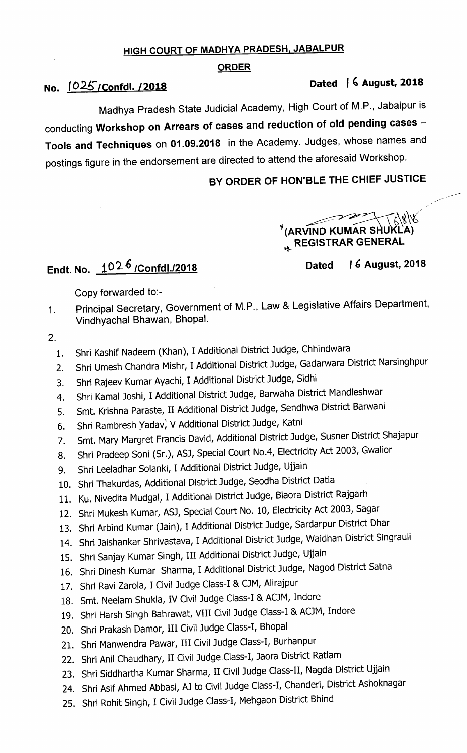## HIGH COURT OF MADHYA PRADESH, JABALPUR

### ORDER

**No. 1025/Confdl. /2018** **Dated 16 August, 2018**

Madhya Pradesh State Judicial Academy, High Court of M.P., Jabalpur is conducting **Workshop on Arrears of cases and reduction of old pending cases – Tools and Techniques** on 01.09.2018 in the Academy. Judges, whose names and postings figure in the endorsement are directed to attend the aforesaid Workshop.

**BY ORDER OF HON'BLE THE CHIEF JUSTICE**

16/8/18

**(ARVIND KUMAR SHUKLA)**
**REGISTRAR GENERAL**

**Endt. No. 1026 /Confdl./2018** **Dated 16 August, 2018**

Copy forwarded to:-

1. Principal Secretary, Government of M.P., Law & Legislative Affairs Department, Vindhyachal Bhawan, Bhopal.
2.
    1. Shri Kashif Nadeem (Khan), I Additional District Judge, Chhindwara
    2. Shri Umesh Chandra Mishr, I Additional District Judge, Gadarwara District Narsinghpur
    3. Shri Rajeev Kumar Ayachi, I Additional District Judge, Sidhi
    4. Shri Kamal Joshi, I Additional District Judge, Barwaha District Mandleshwar
    5. Smt. Krishna Paraste, II Additional District Judge, Sendhwa District Barwani
    6. Shri Rambresh Yadav, V Additional District Judge, Katni
    7. Smt. Mary Margret Francis David, Additional District Judge, Susner District Shajapur
    8. Shri Pradeep Soni (Sr.), ASJ, Special Court No.4, Electricity Act 2003, Gwalior
    9. Shri Leeladhar Solanki, I Additional District Judge, Ujjain
    10. Shri Thakurdas, Additional District Judge, Seodha District Datia
    11. Ku. Nivedita Mudgal, I Additional District Judge, Biaora District Rajgarh
    12. Shri Mukesh Kumar, ASJ, Special Court No. 10, Electricity Act 2003, Sagar
    13. Shri Arbind Kumar (Jain), I Additional District Judge, Sardarpur District Dhar
    14. Shri Jaishankar Shrivastava, I Additional District Judge, Waidhan District Singrauli
    15. Shri Sanjay Kumar Singh, III Additional District Judge, Ujjain
    16. Shri Dinesh Kumar Sharma, I Additional District Judge, Nagod District Satna
    17. Shri Ravi Zarola, I Civil Judge Class-I & CJM, Alirajpur
    18. Smt. Neelam Shukla, IV Civil Judge Class-I & ACJM, Indore
    19. Shri Harsh Singh Bahrawat, VIII Civil Judge Class-I & ACJM, Indore
    20. Shri Prakash Damor, III Civil Judge Class-I, Bhopal
    21. Shri Manwendra Pawar, III Civil Judge Class-I, Burhanpur
    22. Shri Anil Chaudhary, II Civil Judge Class-I, Jaora District Ratlam
    23. Shri Siddhartha Kumar Sharma, II Civil Judge Class-II, Nagda District Ujjain
    24. Shri Asif Ahmed Abbasi, AJ to Civil Judge Class-I, Chanderi, District Ashoknagar
    25. Shri Rohit Singh, I Civil Judge Class-I, Mehgaon District Bhind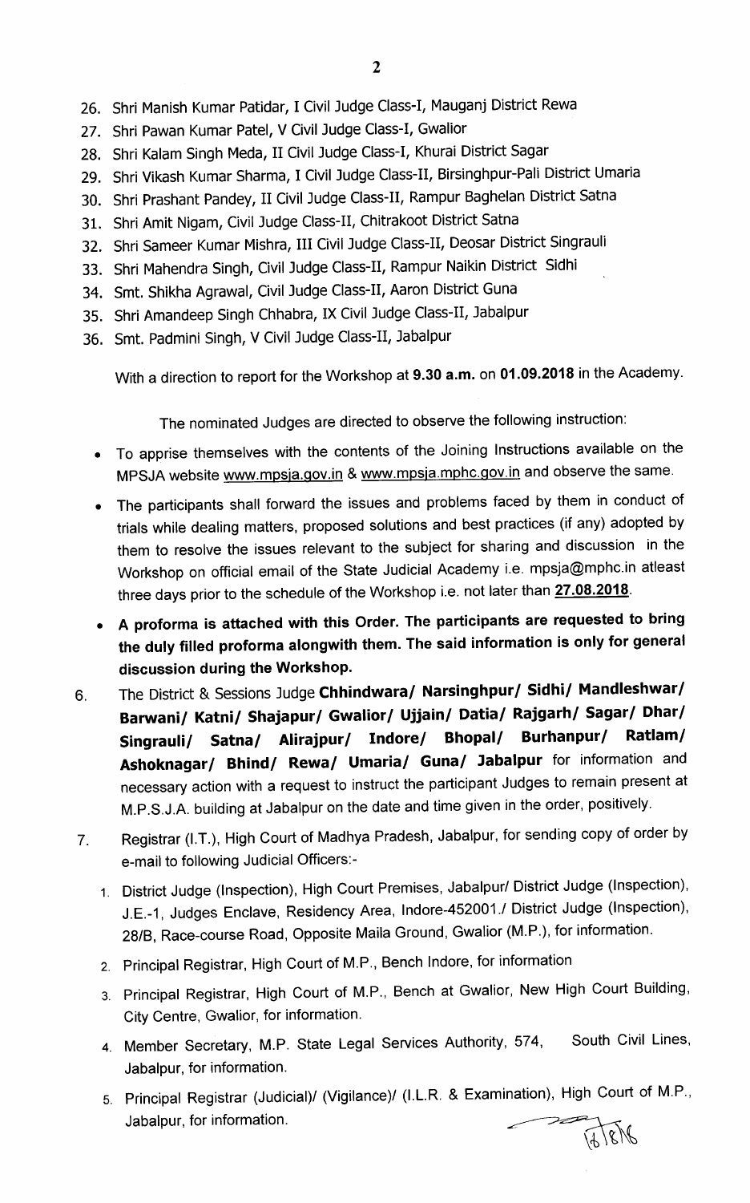26. Shri Manish Kumar Patidar, I Civil Judge Class-I, Mauganj District Rewa
27. Shri Pawan Kumar Patel, V Civil Judge Class-I, Gwalior
28. Shri Kalam Singh Meda, II Civil Judge Class-I, Khurai District Sagar
29. Shri Vikash Kumar Sharma, I Civil Judge Class-II, Birsinghpur-Pali District Umaria
30. Shri Prashant Pandey, II Civil Judge Class-II, Rampur Baghelan District Satna
31. Shri Amit Nigam, Civil Judge Class-II, Chitrakoot District Satna
32. Shri Sameer Kumar Mishra, III Civil Judge Class-II, Deosar District Singrauli
33. Shri Mahendra Singh, Civil Judge Class-II, Rampur Naikin District Sidhi
34. Smt. Shikha Agrawal, Civil Judge Class-II, Aaron District Guna
35. Shri Amandeep Singh Chhabra, IX Civil Judge Class-II, Jabalpur
36. Smt. Padmini Singh, V Civil Judge Class-II, Jabalpur

With a direction to report for the Workshop at **9.30 a.m.** on **01.09.2018** in the Academy.

The nominated Judges are directed to observe the following instruction:

- To apprise themselves with the contents of the Joining Instructions available on the MPSJA website www.mpsja.gov.in & www.mpsja.mphc.gov.in and observe the same.
- The participants shall forward the issues and problems faced by them in conduct of trials while dealing matters, proposed solutions and best practices (if any) adopted by them to resolve the issues relevant to the subject for sharing and discussion in the Workshop on official email of the State Judicial Academy i.e. mpsja@mphc.in atleast three days prior to the schedule of the Workshop i.e. not later than **27.08.2018**.
- **A proforma is attached with this Order. The participants are requested to bring the duly filled proforma alongwith them. The said information is only for general discussion during the Workshop.**

6. The District & Sessions Judge **Chhindwara/ Narsinghpur/ Sidhi/ Mandleshwar/ Barwani/ Katni/ Shajapur/ Gwalior/ Ujjain/ Datia/ Rajgarh/ Sagar/ Dhar/ Singrauli/ Satna/ Alirajpur/ Indore/ Bhopal/ Burhanpur/ Ratlam/ Ashoknagar/ Bhind/ Rewa/ Umaria/ Guna/ Jabalpur** for information and necessary action with a request to instruct the participant Judges to remain present at M.P.S.J.A. building at Jabalpur on the date and time given in the order, positively.

7. Registrar (I.T.), High Court of Madhya Pradesh, Jabalpur, for sending copy of order by e-mail to following Judicial Officers:-
   1. District Judge (Inspection), High Court Premises, Jabalpur/ District Judge (Inspection), J.E.-1, Judges Enclave, Residency Area, Indore-452001./ District Judge (Inspection), 28/B, Race-course Road, Opposite Maila Ground, Gwalior (M.P.), for information.
   2. Principal Registrar, High Court of M.P., Bench Indore, for information
   3. Principal Registrar, High Court of M.P., Bench at Gwalior, New High Court Building, City Centre, Gwalior, for information.
   4. Member Secretary, M.P. State Legal Services Authority, 574, South Civil Lines, Jabalpur, for information.
   5. Principal Registrar (Judicial)/ (Vigilance)/ (I.L.R. & Examination), High Court of M.P., Jabalpur, for information.

16/8/18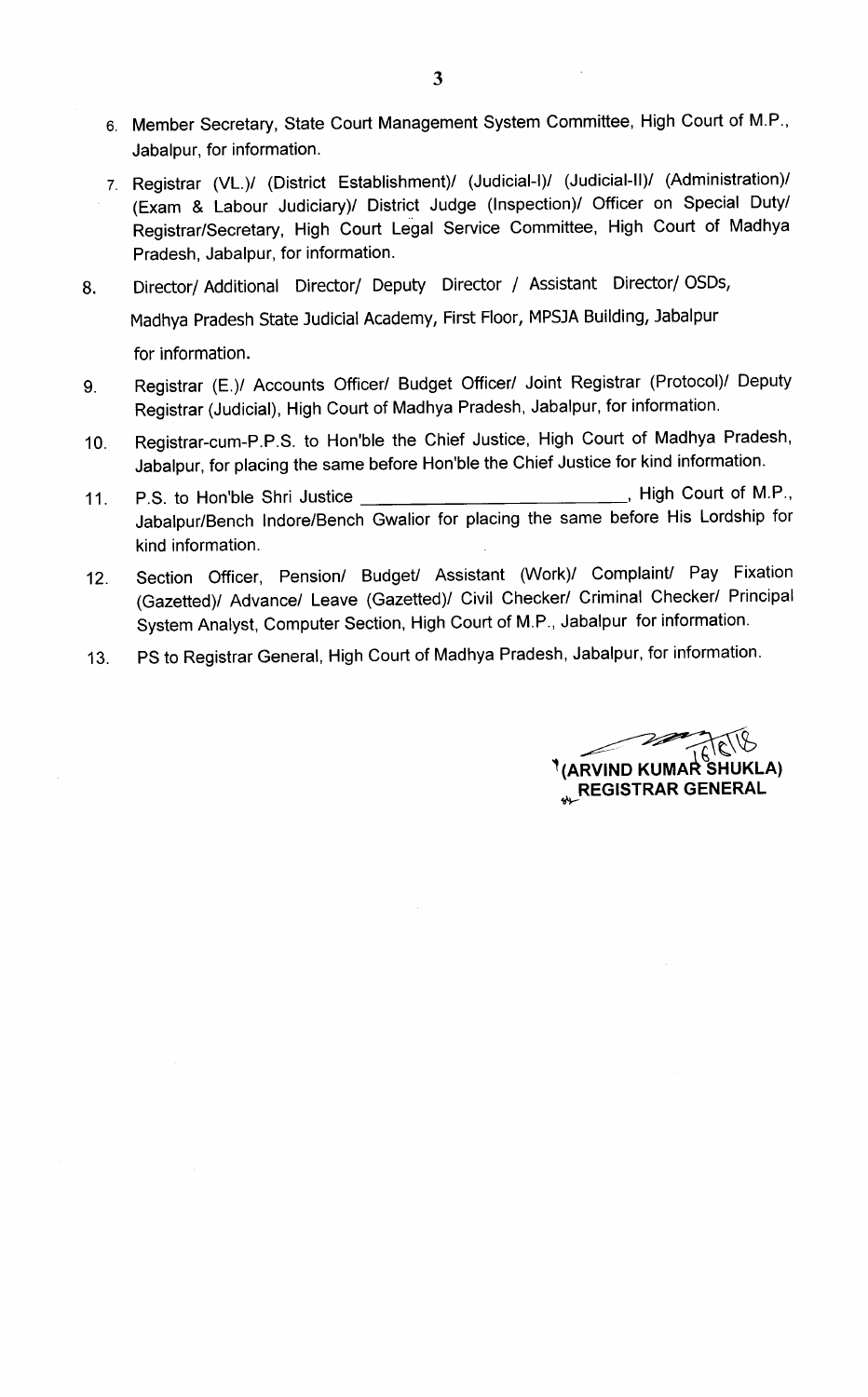6. Member Secretary, State Court Management System Committee, High Court of M.P., Jabalpur, for information.

7. Registrar (VL.)/ (District Establishment)/ (Judicial-I)/ (Judicial-II)/ (Administration)/ (Exam & Labour Judiciary)/ District Judge (Inspection)/ Officer on Special Duty/ Registrar/Secretary, High Court Legal Service Committee, High Court of Madhya Pradesh, Jabalpur, for information.

8. Director/ Additional Director/ Deputy Director / Assistant Director/ OSDs, Madhya Pradesh State Judicial Academy, First Floor, MPSJA Building, Jabalpur for information.

9. Registrar (E.)/ Accounts Officer/ Budget Officer/ Joint Registrar (Protocol)/ Deputy Registrar (Judicial), High Court of Madhya Pradesh, Jabalpur, for information.

10. Registrar-cum-P.P.S. to Hon'ble the Chief Justice, High Court of Madhya Pradesh, Jabalpur, for placing the same before Hon'ble the Chief Justice for kind information.

11. P.S. to Hon'ble Shri Justice ____________________________, High Court of M.P., Jabalpur/Bench Indore/Bench Gwalior for placing the same before His Lordship for kind information.

12. Section Officer, Pension/ Budget/ Assistant (Work)/ Complaint/ Pay Fixation (Gazetted)/ Advance/ Leave (Gazetted)/ Civil Checker/ Criminal Checker/ Principal System Analyst, Computer Section, High Court of M.P., Jabalpur for information.

13. PS to Registrar General, High Court of Madhya Pradesh, Jabalpur, for information.

16/6/18

**(ARVIND KUMAR SHUKLA)**
**REGISTRAR GENERAL**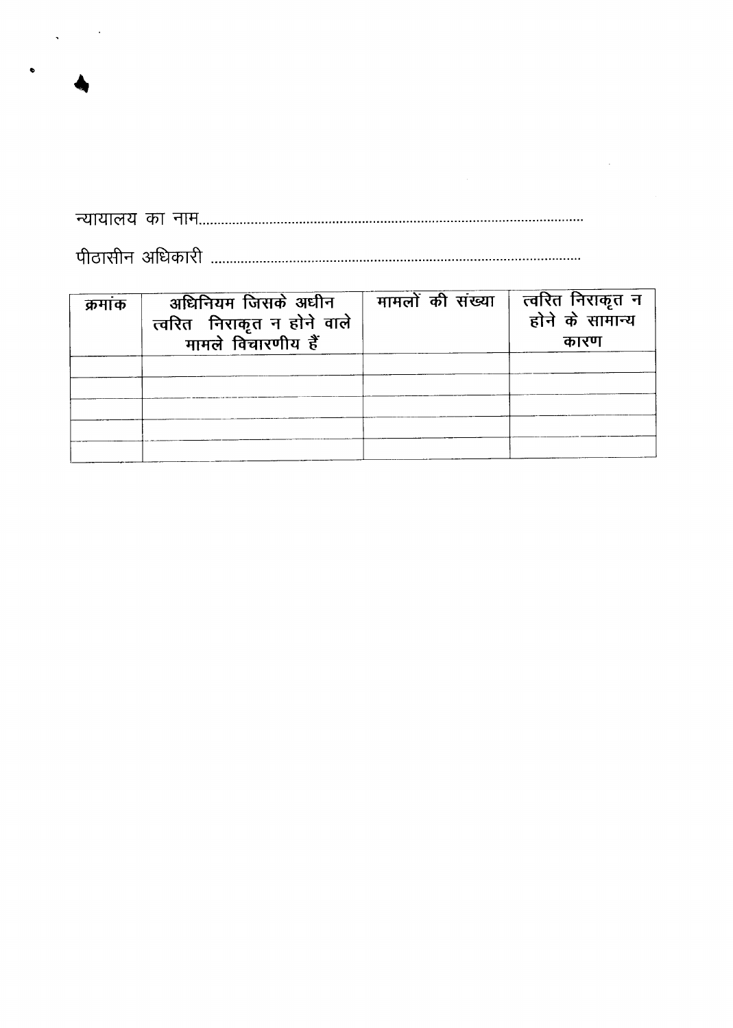न्यायालय का नाम....................................................................................................

पीठासीन अधिकारी ..................................................................................................

| क्रमांक | अधिनियम जिसके अधीन त्वरित निराकृत न होने वाले मामले विचारणीय हैं | मामलों की संख्या | त्वरित निराकृत न होने के सामान्य कारण |
|---|---|---|---|
| | | | |
| | | | |
| | | | |
| | | | |
| | | | |